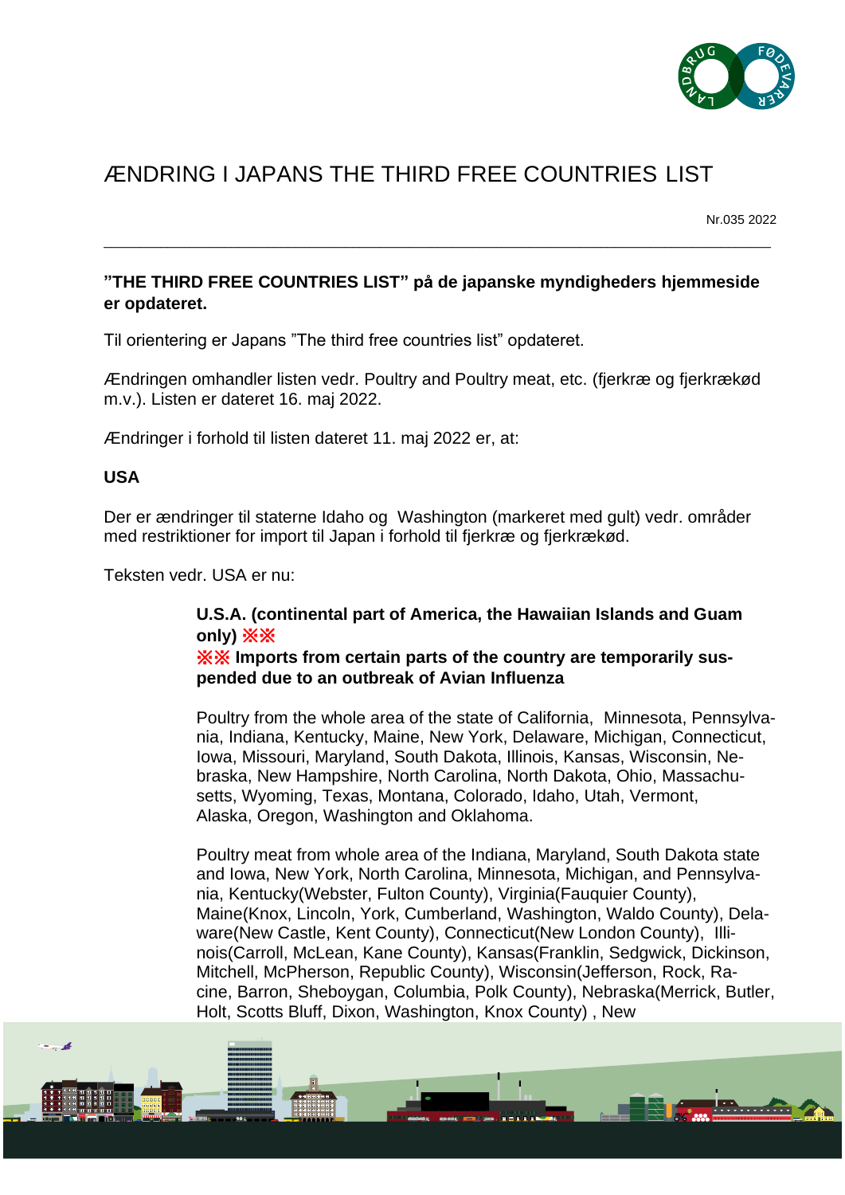# ÆNDRING I JAPANS THE THIRD FREE COUNTRIES LIST

Nr.035 2022

---

**"THE THIRD FREE COUNTRIES LIST" på de japanske myndigheders hjemmeside er opdateret.**

Til orientering er Japans "The third free countries list" opdateret.

Ændringen omhandler listen vedr. Poultry and Poultry meat, etc. (fjerkræ og fjerkrækød m.v.). Listen er dateret 16. maj 2022.

Ændringer i forhold til listen dateret 11. maj 2022 er, at:

**USA**

Der er ændringer til staterne Idaho og Washington (markeret med gult) vedr. områder med restriktioner for import til Japan i forhold til fjerkræ og fjerkrækød.

Teksten vedr. USA er nu:

> **U.S.A. (continental part of America, the Hawaiian Islands and Guam only) ※※**
> **※※ Imports from certain parts of the country are temporarily suspended due to an outbreak of Avian Influenza**
>
> Poultry from the whole area of the state of California, Minnesota, Pennsylvania, Indiana, Kentucky, Maine, New York, Delaware, Michigan, Connecticut, Iowa, Missouri, Maryland, South Dakota, Illinois, Kansas, Wisconsin, Nebraska, New Hampshire, North Carolina, North Dakota, Ohio, Massachusetts, Wyoming, Texas, Montana, Colorado, Idaho, Utah, Vermont, Alaska, Oregon, Washington and Oklahoma.
>
> Poultry meat from whole area of the Indiana, Maryland, South Dakota state and Iowa, New York, North Carolina, Minnesota, Michigan, and Pennsylvania, Kentucky(Webster, Fulton County), Virginia(Fauquier County), Maine(Knox, Lincoln, York, Cumberland, Washington, Waldo County), Delaware(New Castle, Kent County), Connecticut(New London County), Illinois(Carroll, McLean, Kane County), Kansas(Franklin, Sedgwick, Dickinson, Mitchell, McPherson, Republic County), Wisconsin(Jefferson, Rock, Racine, Barron, Sheboygan, Columbia, Polk County), Nebraska(Merrick, Butler, Holt, Scotts Bluff, Dixon, Washington, Knox County) , New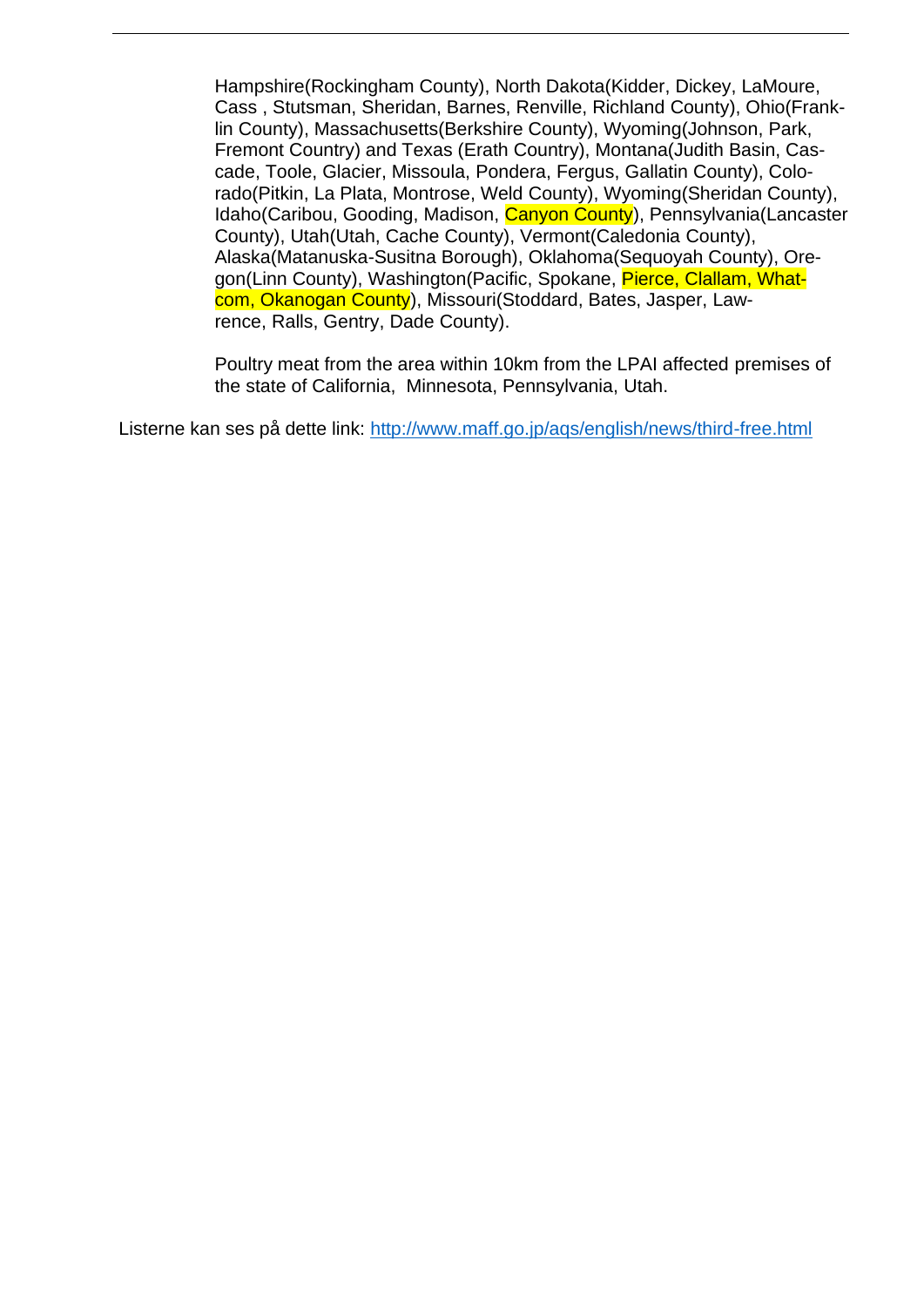Hampshire(Rockingham County), North Dakota(Kidder, Dickey, LaMoure, Cass , Stutsman, Sheridan, Barnes, Renville, Richland County), Ohio(Franklin County), Massachusetts(Berkshire County), Wyoming(Johnson, Park, Fremont Country) and Texas (Erath Country), Montana(Judith Basin, Cascade, Toole, Glacier, Missoula, Pondera, Fergus, Gallatin County), Colorado(Pitkin, La Plata, Montrose, Weld County), Wyoming(Sheridan County), Idaho(Caribou, Gooding, Madison, Canyon County), Pennsylvania(Lancaster County), Utah(Utah, Cache County), Vermont(Caledonia County), Alaska(Matanuska-Susitna Borough), Oklahoma(Sequoyah County), Oregon(Linn County), Washington(Pacific, Spokane, Pierce, Clallam, Whatcom, Okanogan County), Missouri(Stoddard, Bates, Jasper, Lawrence, Ralls, Gentry, Dade County).

Poultry meat from the area within 10km from the LPAI affected premises of the state of California,  Minnesota, Pennsylvania, Utah.

Listerne kan ses på dette link: [http://www.maff.go.jp/aqs/english/news/third-free.html](http://www.maff.go.jp/aqs/english/news/third-free.html)